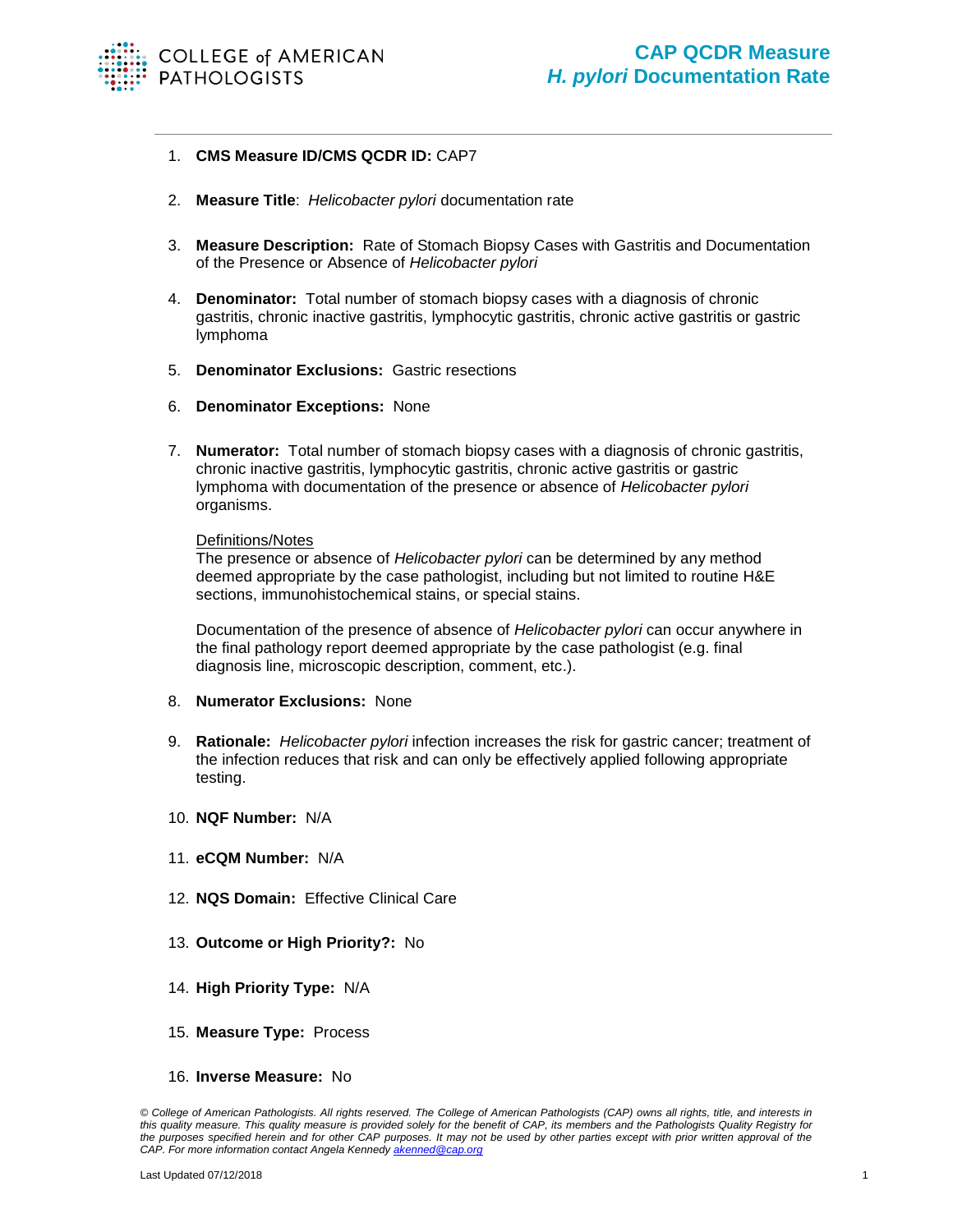# CAP QCDR Measure
## *H. pylori* Documentation Rate

1. **CMS Measure ID/CMS QCDR ID:** CAP7

2. **Measure Title**: *Helicobacter pylori* documentation rate

3. **Measure Description:** Rate of Stomach Biopsy Cases with Gastritis and Documentation of the Presence or Absence of *Helicobacter pylori*

4. **Denominator:** Total number of stomach biopsy cases with a diagnosis of chronic gastritis, chronic inactive gastritis, lymphocytic gastritis, chronic active gastritis or gastric lymphoma

5. **Denominator Exclusions:** Gastric resections

6. **Denominator Exceptions:** None

7. **Numerator:** Total number of stomach biopsy cases with a diagnosis of chronic gastritis, chronic inactive gastritis, lymphocytic gastritis, chronic active gastritis or gastric lymphoma with documentation of the presence or absence of *Helicobacter pylori* organisms.

   Definitions/Notes
   The presence or absence of *Helicobacter pylori* can be determined by any method deemed appropriate by the case pathologist, including but not limited to routine H&E sections, immunohistochemical stains, or special stains.

   Documentation of the presence of absence of *Helicobacter pylori* can occur anywhere in the final pathology report deemed appropriate by the case pathologist (e.g. final diagnosis line, microscopic description, comment, etc.).

8. **Numerator Exclusions:** None

9. **Rationale:** *Helicobacter pylori* infection increases the risk for gastric cancer; treatment of the infection reduces that risk and can only be effectively applied following appropriate testing.

10. **NQF Number:** N/A

11. **eCQM Number:** N/A

12. **NQS Domain:** Effective Clinical Care

13. **Outcome or High Priority?:** No

14. **High Priority Type:** N/A

15. **Measure Type:** Process

16. **Inverse Measure:** No

*© College of American Pathologists. All rights reserved. The College of American Pathologists (CAP) owns all rights, title, and interests in this quality measure. This quality measure is provided solely for the benefit of CAP, its members and the Pathologists Quality Registry for the purposes specified herein and for other CAP purposes. It may not be used by other parties except with prior written approval of the CAP. For more information contact Angela Kennedy akenned@cap.org*

Last Updated 07/12/2018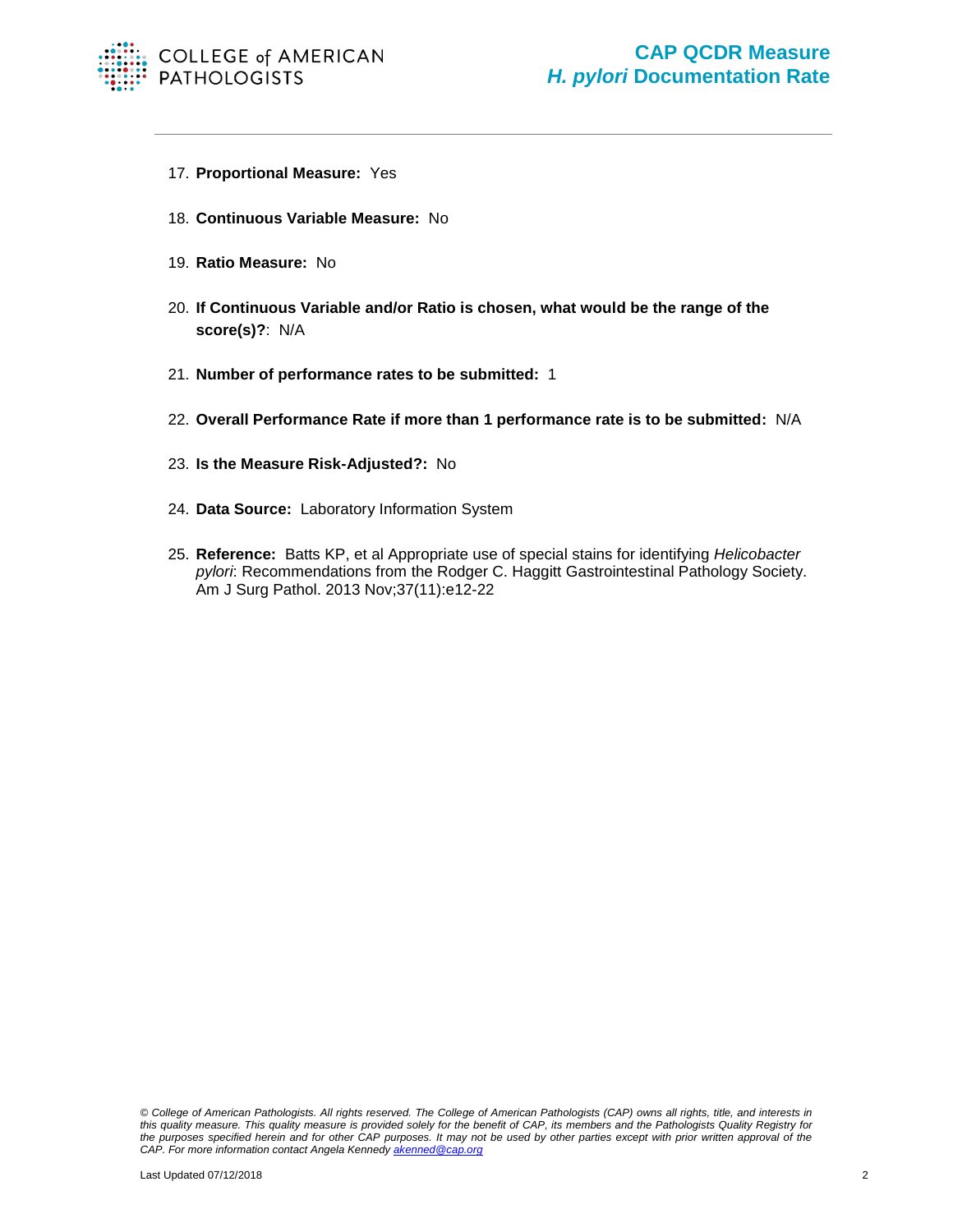17. **Proportional Measure:** Yes

18. **Continuous Variable Measure:** No

19. **Ratio Measure:** No

20. **If Continuous Variable and/or Ratio is chosen, what would be the range of the score(s)?**: N/A

21. **Number of performance rates to be submitted:** 1

22. **Overall Performance Rate if more than 1 performance rate is to be submitted:** N/A

23. **Is the Measure Risk-Adjusted?:** No

24. **Data Source:** Laboratory Information System

25. **Reference:** Batts KP, et al Appropriate use of special stains for identifying *Helicobacter pylori*: Recommendations from the Rodger C. Haggitt Gastrointestinal Pathology Society. Am J Surg Pathol. 2013 Nov;37(11):e12-22

*© College of American Pathologists. All rights reserved. The College of American Pathologists (CAP) owns all rights, title, and interests in this quality measure. This quality measure is provided solely for the benefit of CAP, its members and the Pathologists Quality Registry for the purposes specified herein and for other CAP purposes. It may not be used by other parties except with prior written approval of the CAP. For more information contact Angela Kennedy akenned@cap.org*

Last Updated 07/12/2018